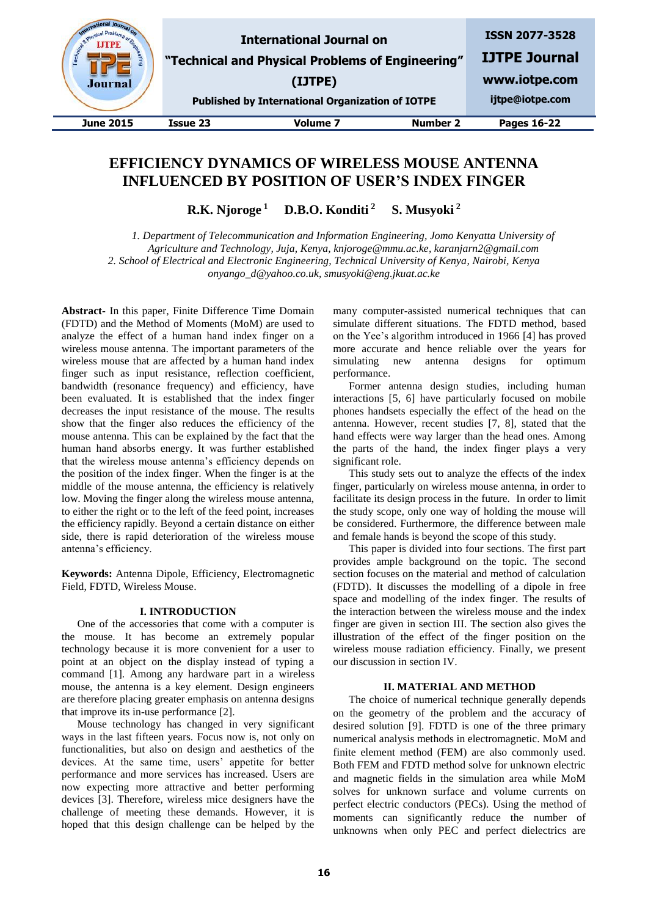# EFFICIENCY DYNAMICS OF WIRELESS MOUSE ANTENNA INFLUENCED BY POSITION OF USER'S INDEX FINGER

**R.K. Njoroge [1] D.B.O. Konditi [2] S. Musyoki [2]**

*1. Department of Telecommunication and Information Engineering, Jomo Kenyatta University of Agriculture and Technology, Juja, Kenya, knjoroge@mmu.ac.ke, karanjarn2@gmail.com*
*2. School of Electrical and Electronic Engineering, Technical University of Kenya, Nairobi, Kenya onyango_d@yahoo.co.uk, smusyoki@eng.jkuat.ac.ke*

**Abstract-** In this paper, Finite Difference Time Domain (FDTD) and the Method of Moments (MoM) are used to analyze the effect of a human hand index finger on a wireless mouse antenna. The important parameters of the wireless mouse that are affected by a human hand index finger such as input resistance, reflection coefficient, bandwidth (resonance frequency) and efficiency, have been evaluated. It is established that the index finger decreases the input resistance of the mouse. The results show that the finger also reduces the efficiency of the mouse antenna. This can be explained by the fact that the human hand absorbs energy. It was further established that the wireless mouse antenna's efficiency depends on the position of the index finger. When the finger is at the middle of the mouse antenna, the efficiency is relatively low. Moving the finger along the wireless mouse antenna, to either the right or to the left of the feed point, increases the efficiency rapidly. Beyond a certain distance on either side, there is rapid deterioration of the wireless mouse antenna's efficiency.

**Keywords:** Antenna Dipole, Efficiency, Electromagnetic Field, FDTD, Wireless Mouse.

## I. INTRODUCTION

One of the accessories that come with a computer is the mouse. It has become an extremely popular technology because it is more convenient for a user to point at an object on the display instead of typing a command [1]. Among any hardware part in a wireless mouse, the antenna is a key element. Design engineers are therefore placing greater emphasis on antenna designs that improve its in-use performance [2].

Mouse technology has changed in very significant ways in the last fifteen years. Focus now is, not only on functionalities, but also on design and aesthetics of the devices. At the same time, users' appetite for better performance and more services has increased. Users are now expecting more attractive and better performing devices [3]. Therefore, wireless mice designers have the challenge of meeting these demands. However, it is hoped that this design challenge can be helped by the many computer-assisted numerical techniques that can simulate different situations. The FDTD method, based on the Yee's algorithm introduced in 1966 [4] has proved more accurate and hence reliable over the years for simulating new antenna designs for optimum performance.

Former antenna design studies, including human interactions [5, 6] have particularly focused on mobile phones handsets especially the effect of the head on the antenna. However, recent studies [7, 8], stated that the hand effects were way larger than the head ones. Among the parts of the hand, the index finger plays a very significant role.

This study sets out to analyze the effects of the index finger, particularly on wireless mouse antenna, in order to facilitate its design process in the future. In order to limit the study scope, only one way of holding the mouse will be considered. Furthermore, the difference between male and female hands is beyond the scope of this study.

This paper is divided into four sections. The first part provides ample background on the topic. The second section focuses on the material and method of calculation (FDTD). It discusses the modelling of a dipole in free space and modelling of the index finger. The results of the interaction between the wireless mouse and the index finger are given in section III. The section also gives the illustration of the effect of the finger position on the wireless mouse radiation efficiency. Finally, we present our discussion in section IV.

## II. MATERIAL AND METHOD

The choice of numerical technique generally depends on the geometry of the problem and the accuracy of desired solution [9]. FDTD is one of the three primary numerical analysis methods in electromagnetic. MoM and finite element method (FEM) are also commonly used. Both FEM and FDTD method solve for unknown electric and magnetic fields in the simulation area while MoM solves for unknown surface and volume currents on perfect electric conductors (PECs). Using the method of moments can significantly reduce the number of unknowns when only PEC and perfect dielectrics are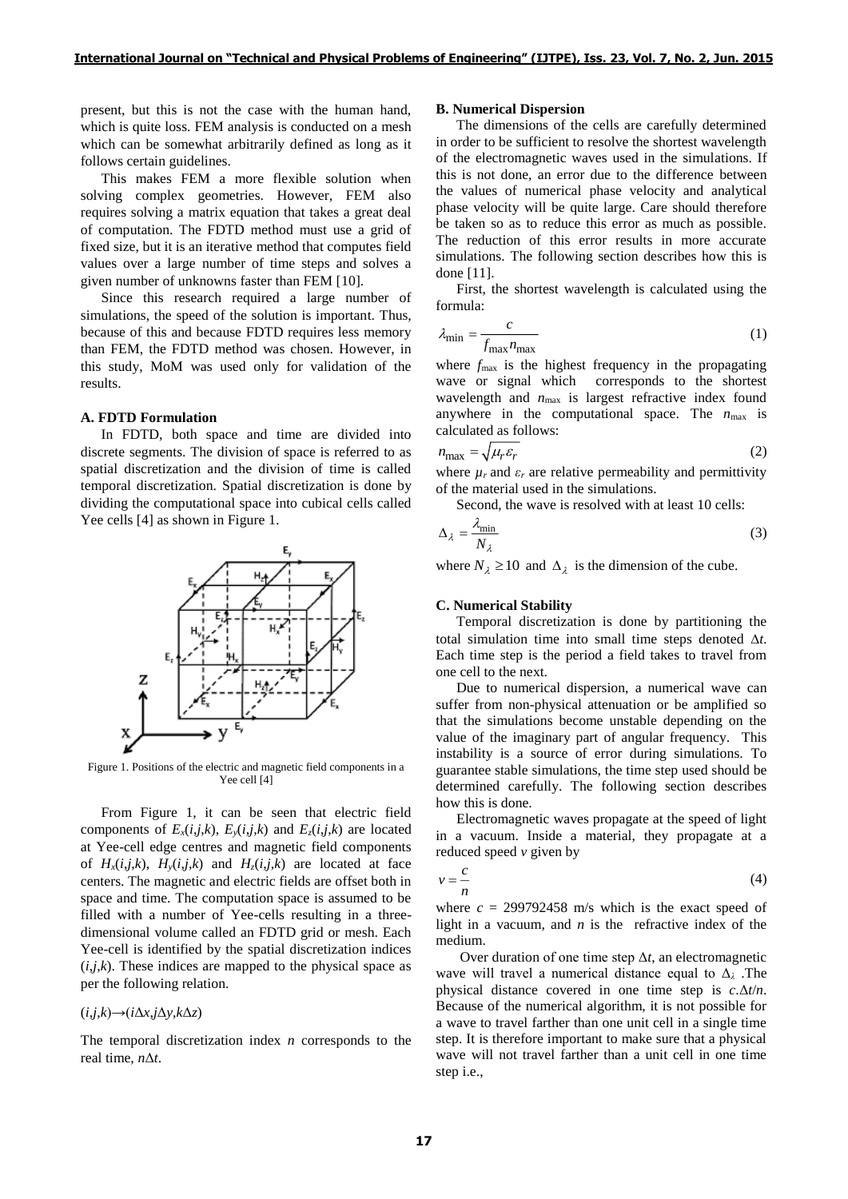present, but this is not the case with the human hand, which is quite loss. FEM analysis is conducted on a mesh which can be somewhat arbitrarily defined as long as it follows certain guidelines.

This makes FEM a more flexible solution when solving complex geometries. However, FEM also requires solving a matrix equation that takes a great deal of computation. The FDTD method must use a grid of fixed size, but it is an iterative method that computes field values over a large number of time steps and solves a given number of unknowns faster than FEM [10].

Since this research required a large number of simulations, the speed of the solution is important. Thus, because of this and because FDTD requires less memory than FEM, the FDTD method was chosen. However, in this study, MoM was used only for validation of the results.

### A. FDTD Formulation

In FDTD, both space and time are divided into discrete segments. The division of space is referred to as spatial discretization and the division of time is called temporal discretization. Spatial discretization is done by dividing the computational space into cubical cells called Yee cells [4] as shown in Figure 1.

Figure 1. Positions of the electric and magnetic field components in a Yee cell [4]

From Figure 1, it can be seen that electric field components of $E_x(i,j,k)$, $E_y(i,j,k)$ and $E_z(i,j,k)$ are located at Yee-cell edge centres and magnetic field components of $H_x(i,j,k)$, $H_y(i,j,k)$ and $H_z(i,j,k)$ are located at face centers. The magnetic and electric fields are offset both in space and time. The computation space is assumed to be filled with a number of Yee-cells resulting in a three-dimensional volume called an FDTD grid or mesh. Each Yee-cell is identified by the spatial discretization indices $(i,j,k)$. These indices are mapped to the physical space as per the following relation.

$(i,j,k) \rightarrow (i\Delta x, j\Delta y, k\Delta z)$

The temporal discretization index $n$ corresponds to the real time, $n\Delta t$.

### B. Numerical Dispersion

The dimensions of the cells are carefully determined in order to be sufficient to resolve the shortest wavelength of the electromagnetic waves used in the simulations. If this is not done, an error due to the difference between the values of numerical phase velocity and analytical phase velocity will be quite large. Care should therefore be taken so as to reduce this error as much as possible. The reduction of this error results in more accurate simulations. The following section describes how this is done [11].

First, the shortest wavelength is calculated using the formula:

$$\lambda_{\min} = \frac{c}{f_{\max} n_{\max}} \tag{1}$$

where $f_{\max}$ is the highest frequency in the propagating wave or signal which corresponds to the shortest wavelength and $n_{\max}$ is largest refractive index found anywhere in the computational space. The $n_{\max}$ is calculated as follows:

$$n_{\max} = \sqrt{\mu_r \varepsilon_r} \tag{2}$$

where $\mu_r$ and $\varepsilon_r$ are relative permeability and permittivity of the material used in the simulations.

Second, the wave is resolved with at least 10 cells:

$$\Delta_\lambda = \frac{\lambda_{\min}}{N_\lambda} \tag{3}$$

where $N_\lambda \geq 10$ and $\Delta_\lambda$ is the dimension of the cube.

### C. Numerical Stability

Temporal discretization is done by partitioning the total simulation time into small time steps denoted $\Delta t$. Each time step is the period a field takes to travel from one cell to the next.

Due to numerical dispersion, a numerical wave can suffer from non-physical attenuation or be amplified so that the simulations become unstable depending on the value of the imaginary part of angular frequency. This instability is a source of error during simulations. To guarantee stable simulations, the time step used should be determined carefully. The following section describes how this is done.

Electromagnetic waves propagate at the speed of light in a vacuum. Inside a material, they propagate at a reduced speed $v$ given by

$$v = \frac{c}{n} \tag{4}$$

where $c$ = 299792458 m/s which is the exact speed of light in a vacuum, and $n$ is the refractive index of the medium.

Over duration of one time step $\Delta t$, an electromagnetic wave will travel a numerical distance equal to $\Delta_\lambda$ .The physical distance covered in one time step is $c.\Delta t/n$. Because of the numerical algorithm, it is not possible for a wave to travel farther than one unit cell in a single time step. It is therefore important to make sure that a physical wave will not travel farther than a unit cell in one time step i.e.,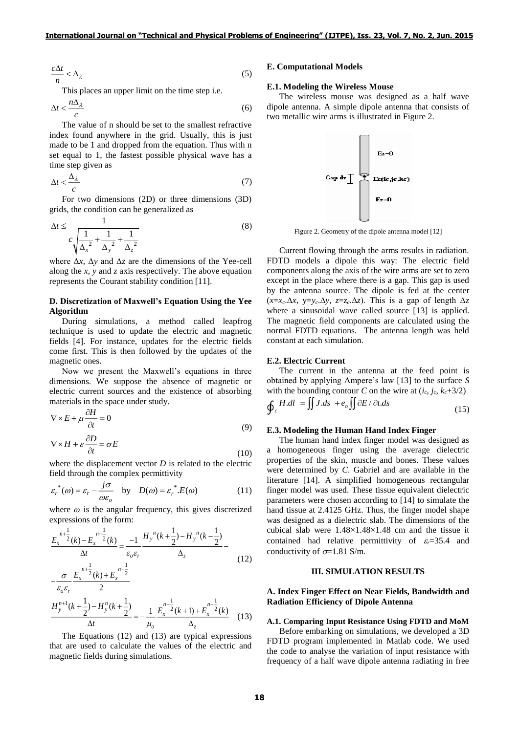$$\frac{c\Delta t}{n} < \Delta_{\lambda} \tag{5}$$

This places an upper limit on the time step i.e.

$$\Delta t < \frac{n\Delta_{\lambda}}{c} \tag{6}$$

The value of n should be set to the smallest refractive index found anywhere in the grid. Usually, this is just made to be 1 and dropped from the equation. Thus with n set equal to 1, the fastest possible physical wave has a time step given as

$$\Delta t < \frac{\Delta_{\lambda}}{c} \tag{7}$$

For two dimensions (2D) or three dimensions (3D) grids, the condition can be generalized as

$$\Delta t \leq \frac{1}{c\sqrt{\frac{1}{{\Delta_x}^2} + \frac{1}{{\Delta_y}^2} + \frac{1}{{\Delta_z}^2}}} \tag{8}$$

where $\Delta x$, $\Delta y$ and $\Delta z$ are the dimensions of the Yee-cell along the *x*, *y* and *z* axis respectively. The above equation represents the Courant stability condition [11].

### D. Discretization of Maxwell's Equation Using the Yee Algorithm

During simulations, a method called leapfrog technique is used to update the electric and magnetic fields [4]. For instance, updates for the electric fields come first. This is then followed by the updates of the magnetic ones.

Now we present the Maxwell's equations in three dimensions. We suppose the absence of magnetic or electric current sources and the existence of absorbing materials in the space under study.

$$\nabla \times E + \mu \frac{\partial H}{\partial t} = 0 \tag{9}$$

$$\nabla \times H + \varepsilon \frac{\partial D}{\partial t} = \sigma E \tag{10}$$

where the displacement vector *D* is related to the electric field through the complex permittivity

$$\varepsilon_r^*(\omega) = \varepsilon_r - \frac{j\sigma}{\omega\varepsilon_o} \quad \text{by} \quad D(\omega) = \varepsilon_r^*.E(\omega) \tag{11}$$

where $\omega$ is the angular frequency, this gives discretized expressions of the form:

$$\frac{E_x^{n+\frac{1}{2}}(k) - E_x^{n-\frac{1}{2}}(k)}{\Delta t} = \frac{-1}{\varepsilon_o\varepsilon_r}\frac{H_y^{\,n}(k+\frac{1}{2}) - H_y^{\,n}(k-\frac{1}{2})}{\Delta_z} - \frac{\sigma}{\varepsilon_o\varepsilon_r}\frac{E_x^{n+\frac{1}{2}}(k) + E_x^{n-\frac{1}{2}}}{2} \tag{12}$$

$$\frac{H_y^{n+1}(k+\frac{1}{2}) - H_y^{n}(k+\frac{1}{2})}{\Delta t} = -\frac{1}{\mu_o}\frac{E_x^{n+\frac{1}{2}}(k+1) + E_x^{n+\frac{1}{2}}(k)}{\Delta_z} \tag{13}$$

The Equations (12) and (13) are typical expressions that are used to calculate the values of the electric and magnetic fields during simulations.

### E. Computational Models

#### E.1. Modeling the Wireless Mouse

The wireless mouse was designed as a half wave dipole antenna. A simple dipole antenna that consists of two metallic wire arms is illustrated in Figure 2.

Figure 2. Geometry of the dipole antenna model [12]

Current flowing through the arms results in radiation. FDTD models a dipole this way: The electric field components along the axis of the wire arms are set to zero except in the place where there is a gap. This gap is used by the antenna source. The dipole is fed at the center ($x=x_c.\Delta x$, $y=y_c.\Delta y$, $z=z_c.\Delta z$). This is a gap of length $\Delta z$ where a sinusoidal wave called source [13] is applied. The magnetic field components are calculated using the normal FDTD equations. The antenna length was held constant at each simulation.

#### E.2. Electric Current

The current in the antenna at the feed point is obtained by applying Ampere's law [13] to the surface *S* with the bounding contour *C* on the wire at ($i_c$, $j_c$, $k_c$+3/2)

$$\oint_c H.dl = \iint J.ds + e_o \iint \partial E / \partial t.ds \tag{15}$$

#### E.3. Modeling the Human Hand Index Finger

The human hand index finger model was designed as a homogeneous finger using the average dielectric properties of the skin, muscle and bones. These values were determined by *C.* Gabriel and are available in the literature [14]. A simplified homogeneous rectangular finger model was used. These tissue equivalent dielectric parameters were chosen according to [14] to simulate the hand tissue at 2.4125 GHz. Thus, the finger model shape was designed as a dielectric slab. The dimensions of the cubical slab were 1.48×1.48×1.48 cm and the tissue it contained had relative permittivity of $\varepsilon_r$=35.4 and conductivity of $\sigma$=1.81 S/m.

## III. SIMULATION RESULTS

### A. Index Finger Effect on Near Fields, Bandwidth and Radiation Efficiency of Dipole Antenna

#### A.1. Comparing Input Resistance Using FDTD and MoM

Before embarking on simulations, we developed a 3D FDTD program implemented in Matlab code. We used the code to analyse the variation of input resistance with frequency of a half wave dipole antenna radiating in free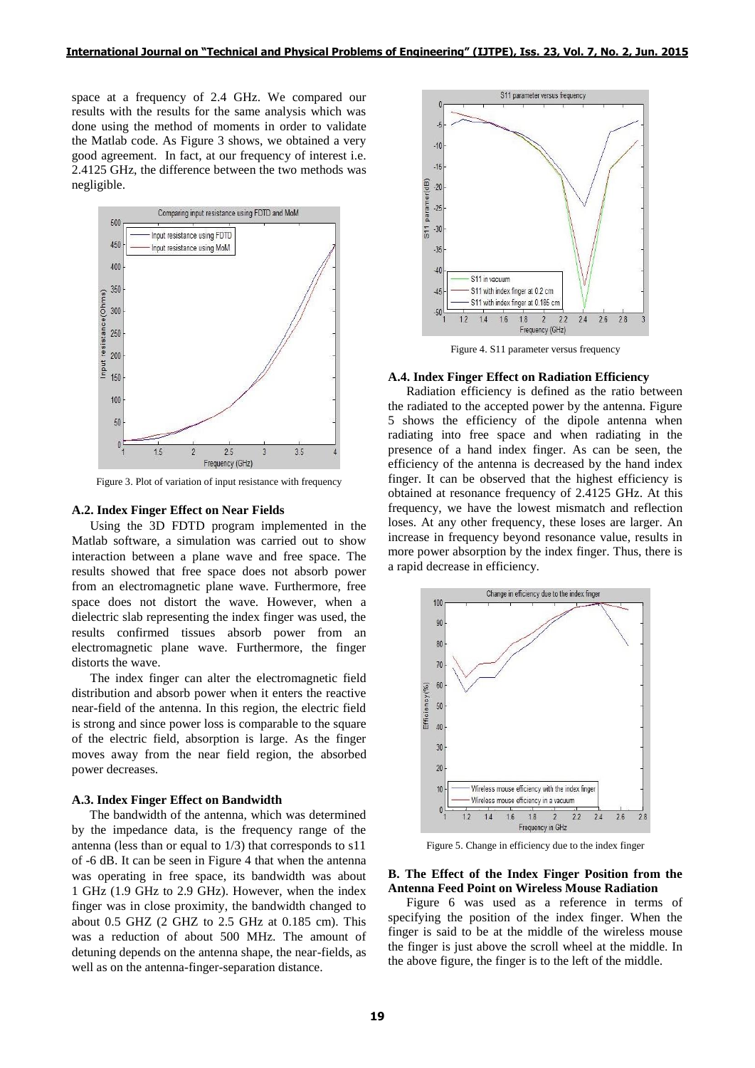space at a frequency of 2.4 GHz. We compared our results with the results for the same analysis which was done using the method of moments in order to validate the Matlab code. As Figure 3 shows, we obtained a very good agreement. In fact, at our frequency of interest i.e. 2.4125 GHz, the difference between the two methods was negligible.

Figure 3. Plot of variation of input resistance with frequency

### A.2. Index Finger Effect on Near Fields

Using the 3D FDTD program implemented in the Matlab software, a simulation was carried out to show interaction between a plane wave and free space. The results showed that free space does not absorb power from an electromagnetic plane wave. Furthermore, free space does not distort the wave. However, when a dielectric slab representing the index finger was used, the results confirmed tissues absorb power from an electromagnetic plane wave. Furthermore, the finger distorts the wave.

The index finger can alter the electromagnetic field distribution and absorb power when it enters the reactive near-field of the antenna. In this region, the electric field is strong and since power loss is comparable to the square of the electric field, absorption is large. As the finger moves away from the near field region, the absorbed power decreases.

### A.3. Index Finger Effect on Bandwidth

The bandwidth of the antenna, which was determined by the impedance data, is the frequency range of the antenna (less than or equal to 1/3) that corresponds to s11 of -6 dB. It can be seen in Figure 4 that when the antenna was operating in free space, its bandwidth was about 1 GHz (1.9 GHz to 2.9 GHz). However, when the index finger was in close proximity, the bandwidth changed to about 0.5 GHZ (2 GHZ to 2.5 GHz at 0.185 cm). This was a reduction of about 500 MHz. The amount of detuning depends on the antenna shape, the near-fields, as well as on the antenna-finger-separation distance.

Figure 4. S11 parameter versus frequency

### A.4. Index Finger Effect on Radiation Efficiency

Radiation efficiency is defined as the ratio between the radiated to the accepted power by the antenna. Figure 5 shows the efficiency of the dipole antenna when radiating into free space and when radiating in the presence of a hand index finger. As can be seen, the efficiency of the antenna is decreased by the hand index finger. It can be observed that the highest efficiency is obtained at resonance frequency of 2.4125 GHz. At this frequency, we have the lowest mismatch and reflection loses. At any other frequency, these loses are larger. An increase in frequency beyond resonance value, results in more power absorption by the index finger. Thus, there is a rapid decrease in efficiency.

Figure 5. Change in efficiency due to the index finger

### B. The Effect of the Index Finger Position from the Antenna Feed Point on Wireless Mouse Radiation

Figure 6 was used as a reference in terms of specifying the position of the index finger. When the finger is said to be at the middle of the wireless mouse the finger is just above the scroll wheel at the middle. In the above figure, the finger is to the left of the middle.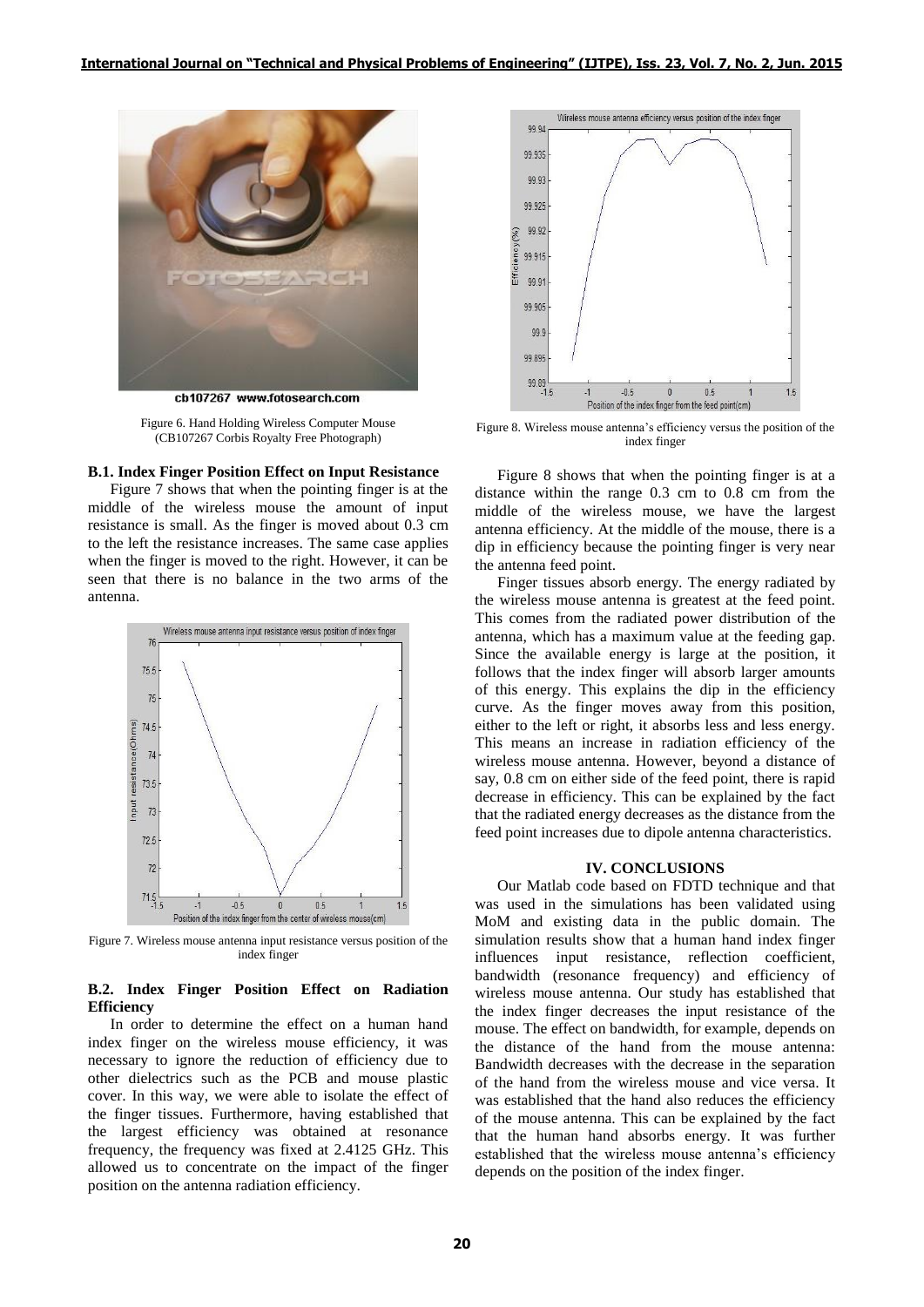Figure 6. Hand Holding Wireless Computer Mouse (CB107267 Corbis Royalty Free Photograph)

### B.1. Index Finger Position Effect on Input Resistance

Figure 7 shows that when the pointing finger is at the middle of the wireless mouse the amount of input resistance is small. As the finger is moved about 0.3 cm to the left the resistance increases. The same case applies when the finger is moved to the right. However, it can be seen that there is no balance in the two arms of the antenna.

Figure 7. Wireless mouse antenna input resistance versus position of the index finger

### B.2. Index Finger Position Effect on Radiation Efficiency

In order to determine the effect on a human hand index finger on the wireless mouse efficiency, it was necessary to ignore the reduction of efficiency due to other dielectrics such as the PCB and mouse plastic cover. In this way, we were able to isolate the effect of the finger tissues. Furthermore, having established that the largest efficiency was obtained at resonance frequency, the frequency was fixed at 2.4125 GHz. This allowed us to concentrate on the impact of the finger position on the antenna radiation efficiency.

Figure 8. Wireless mouse antenna's efficiency versus the position of the index finger

Figure 8 shows that when the pointing finger is at a distance within the range 0.3 cm to 0.8 cm from the middle of the wireless mouse, we have the largest antenna efficiency. At the middle of the mouse, there is a dip in efficiency because the pointing finger is very near the antenna feed point.

Finger tissues absorb energy. The energy radiated by the wireless mouse antenna is greatest at the feed point. This comes from the radiated power distribution of the antenna, which has a maximum value at the feeding gap. Since the available energy is large at the position, it follows that the index finger will absorb larger amounts of this energy. This explains the dip in the efficiency curve. As the finger moves away from this position, either to the left or right, it absorbs less and less energy. This means an increase in radiation efficiency of the wireless mouse antenna. However, beyond a distance of say, 0.8 cm on either side of the feed point, there is rapid decrease in efficiency. This can be explained by the fact that the radiated energy decreases as the distance from the feed point increases due to dipole antenna characteristics.

## IV. CONCLUSIONS

Our Matlab code based on FDTD technique and that was used in the simulations has been validated using MoM and existing data in the public domain. The simulation results show that a human hand index finger influences input resistance, reflection coefficient, bandwidth (resonance frequency) and efficiency of wireless mouse antenna. Our study has established that the index finger decreases the input resistance of the mouse. The effect on bandwidth, for example, depends on the distance of the hand from the mouse antenna: Bandwidth decreases with the decrease in the separation of the hand from the wireless mouse and vice versa. It was established that the hand also reduces the efficiency of the mouse antenna. This can be explained by the fact that the human hand absorbs energy. It was further established that the wireless mouse antenna's efficiency depends on the position of the index finger.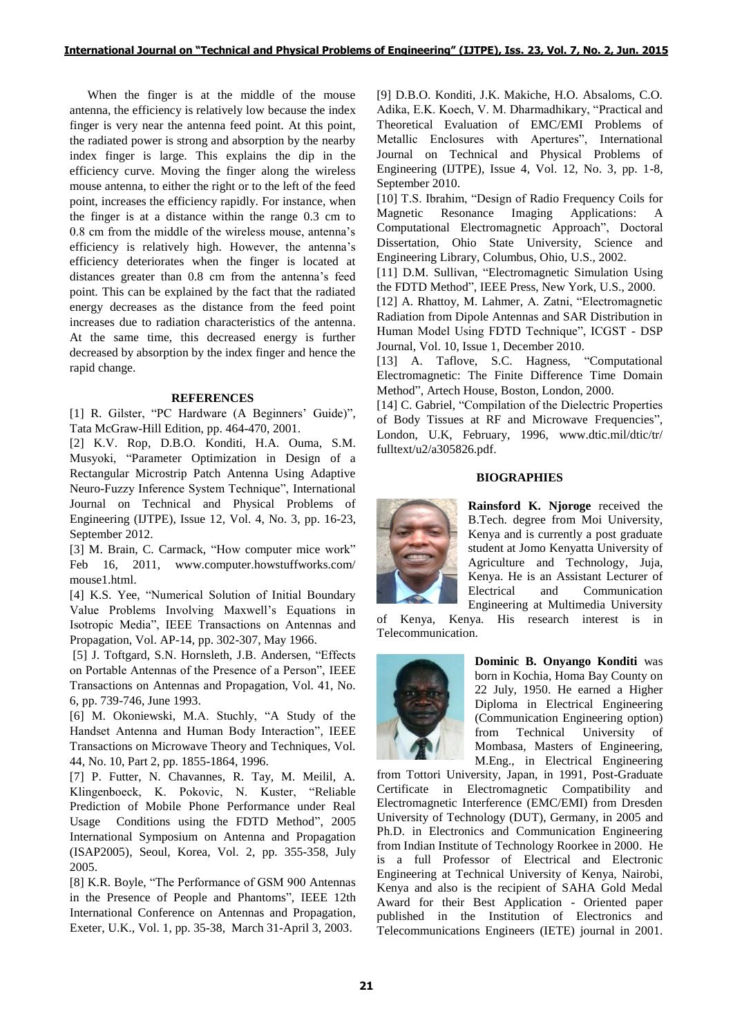When the finger is at the middle of the mouse antenna, the efficiency is relatively low because the index finger is very near the antenna feed point. At this point, the radiated power is strong and absorption by the nearby index finger is large. This explains the dip in the efficiency curve. Moving the finger along the wireless mouse antenna, to either the right or to the left of the feed point, increases the efficiency rapidly. For instance, when the finger is at a distance within the range 0.3 cm to 0.8 cm from the middle of the wireless mouse, antenna's efficiency is relatively high. However, the antenna's efficiency deteriorates when the finger is located at distances greater than 0.8 cm from the antenna's feed point. This can be explained by the fact that the radiated energy decreases as the distance from the feed point increases due to radiation characteristics of the antenna. At the same time, this decreased energy is further decreased by absorption by the index finger and hence the rapid change.

## REFERENCES

[1] R. Gilster, "PC Hardware (A Beginners' Guide)", Tata McGraw-Hill Edition, pp. 464-470, 2001.

[2] K.V. Rop, D.B.O. Konditi, H.A. Ouma, S.M. Musyoki, "Parameter Optimization in Design of a Rectangular Microstrip Patch Antenna Using Adaptive Neuro-Fuzzy Inference System Technique", International Journal on Technical and Physical Problems of Engineering (IJTPE), Issue 12, Vol. 4, No. 3, pp. 16-23, September 2012.

[3] M. Brain, C. Carmack, "How computer mice work" Feb 16, 2011, www.computer.howstuffworks.com/mouse1.html.

[4] K.S. Yee, "Numerical Solution of Initial Boundary Value Problems Involving Maxwell's Equations in Isotropic Media", IEEE Transactions on Antennas and Propagation, Vol. AP-14, pp. 302-307, May 1966.

[5] J. Toftgard, S.N. Hornsleth, J.B. Andersen, "Effects on Portable Antennas of the Presence of a Person", IEEE Transactions on Antennas and Propagation, Vol. 41, No. 6, pp. 739-746, June 1993.

[6] M. Okoniewski, M.A. Stuchly, "A Study of the Handset Antenna and Human Body Interaction", IEEE Transactions on Microwave Theory and Techniques, Vol. 44, No. 10, Part 2, pp. 1855-1864, 1996.

[7] P. Futter, N. Chavannes, R. Tay, M. Meilil, A. Klingenboeck, K. Pokovic, N. Kuster, "Reliable Prediction of Mobile Phone Performance under Real Usage Conditions using the FDTD Method", 2005 International Symposium on Antenna and Propagation (ISAP2005), Seoul, Korea, Vol. 2, pp. 355-358, July 2005.

[8] K.R. Boyle, "The Performance of GSM 900 Antennas in the Presence of People and Phantoms", IEEE 12th International Conference on Antennas and Propagation, Exeter, U.K., Vol. 1, pp. 35-38, March 31-April 3, 2003.

[9] D.B.O. Konditi, J.K. Makiche, H.O. Absaloms, C.O. Adika, E.K. Koech, V. M. Dharmadhikary, "Practical and Theoretical Evaluation of EMC/EMI Problems of Metallic Enclosures with Apertures", International Journal on Technical and Physical Problems of Engineering (IJTPE), Issue 4, Vol. 12, No. 3, pp. 1-8, September 2010.

[10] T.S. Ibrahim, "Design of Radio Frequency Coils for Magnetic Resonance Imaging Applications: A Computational Electromagnetic Approach", Doctoral Dissertation, Ohio State University, Science and Engineering Library, Columbus, Ohio, U.S., 2002.

[11] D.M. Sullivan, "Electromagnetic Simulation Using the FDTD Method", IEEE Press, New York, U.S., 2000.

[12] A. Rhattoy, M. Lahmer, A. Zatni, "Electromagnetic Radiation from Dipole Antennas and SAR Distribution in Human Model Using FDTD Technique", ICGST - DSP Journal, Vol. 10, Issue 1, December 2010.

[13] A. Taflove, S.C. Hagness, "Computational Electromagnetic: The Finite Difference Time Domain Method", Artech House, Boston, London, 2000.

[14] C. Gabriel, "Compilation of the Dielectric Properties of Body Tissues at RF and Microwave Frequencies", London, U.K, February, 1996, www.dtic.mil/dtic/tr/fulltext/u2/a305826.pdf.

## BIOGRAPHIES

**Rainsford K. Njoroge** received the B.Tech. degree from Moi University, Kenya and is currently a post graduate student at Jomo Kenyatta University of Agriculture and Technology, Juja, Kenya. He is an Assistant Lecturer of Electrical and Communication Engineering at Multimedia University of Kenya, Kenya. His research interest is in Telecommunication.

**Dominic B. Onyango Konditi** was born in Kochia, Homa Bay County on 22 July, 1950. He earned a Higher Diploma in Electrical Engineering (Communication Engineering option) from Technical University of Mombasa, Masters of Engineering, M.Eng., in Electrical Engineering from Tottori University, Japan, in 1991, Post-Graduate Certificate in Electromagnetic Compatibility and Electromagnetic Interference (EMC/EMI) from Dresden University of Technology (DUT), Germany, in 2005 and Ph.D. in Electronics and Communication Engineering from Indian Institute of Technology Roorkee in 2000. He is a full Professor of Electrical and Electronic Engineering at Technical University of Kenya, Nairobi, Kenya and also is the recipient of SAHA Gold Medal Award for their Best Application - Oriented paper published in the Institution of Electronics and Telecommunications Engineers (IETE) journal in 2001.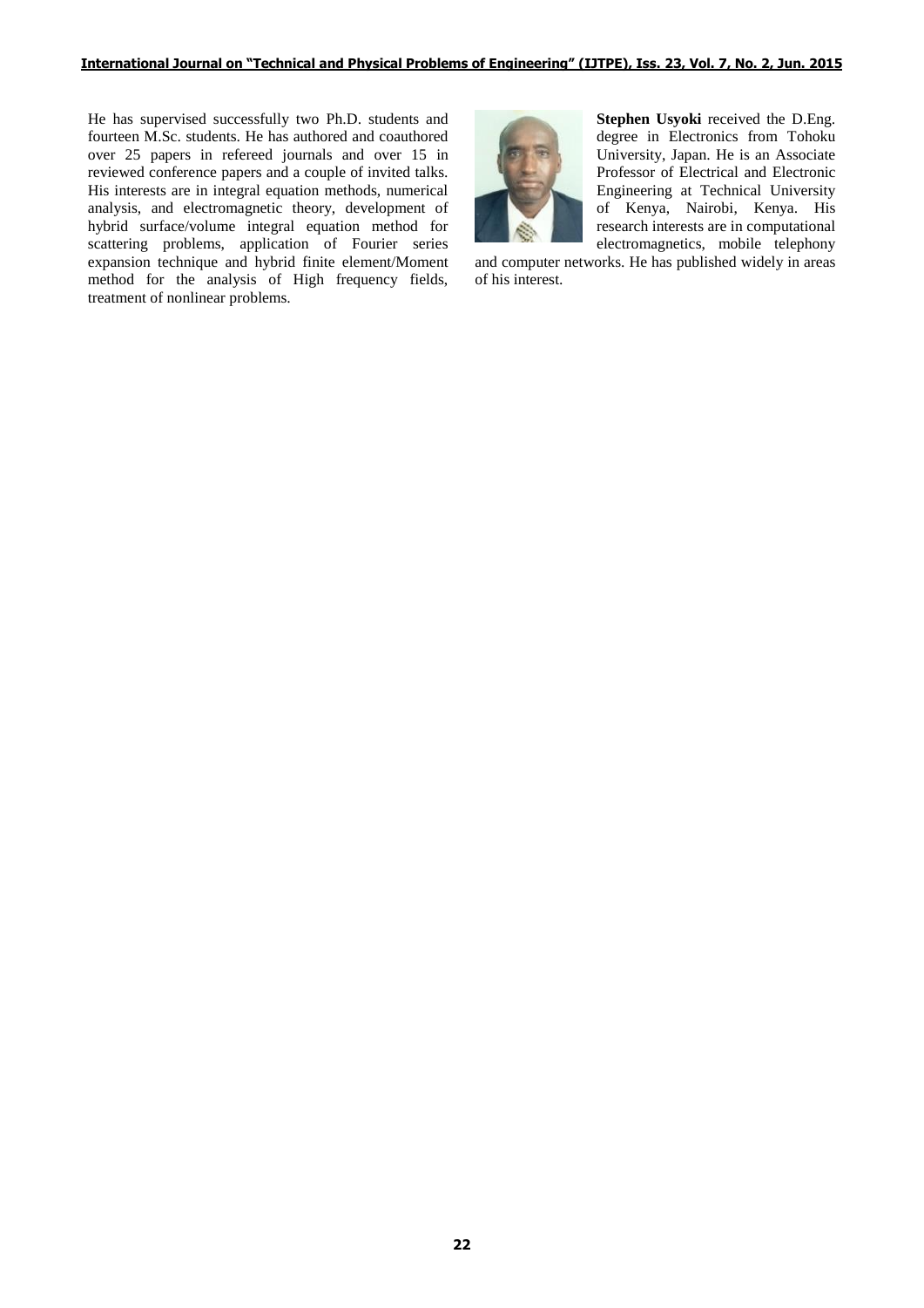He has supervised successfully two Ph.D. students and fourteen M.Sc. students. He has authored and coauthored over 25 papers in refereed journals and over 15 in reviewed conference papers and a couple of invited talks. His interests are in integral equation methods, numerical analysis, and electromagnetic theory, development of hybrid surface/volume integral equation method for scattering problems, application of Fourier series expansion technique and hybrid finite element/Moment method for the analysis of High frequency fields, treatment of nonlinear problems.

**Stephen Usyoki** received the D.Eng. degree in Electronics from Tohoku University, Japan. He is an Associate Professor of Electrical and Electronic Engineering at Technical University of Kenya, Nairobi, Kenya. His research interests are in computational electromagnetics, mobile telephony and computer networks. He has published widely in areas of his interest.